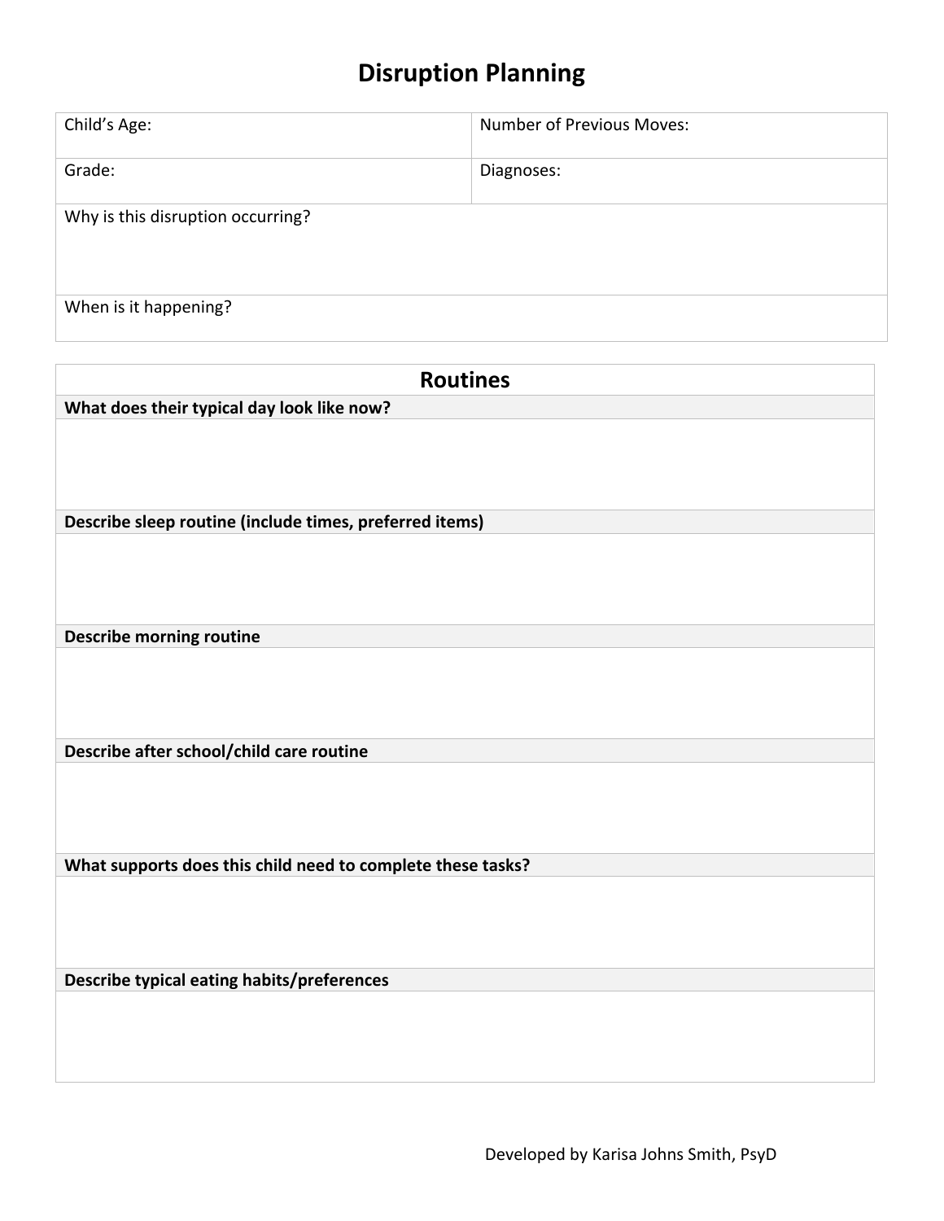# Disruption Planning

| Child's Age: | Number of Previous Moves: |
|---|---|
| Grade: | Diagnoses: |
| Why is this disruption occurring? | |
| When is it happening? | |

| Routines |
|---|
| **What does their typical day look like now?** |
| |
| **Describe sleep routine (include times, preferred items)** |
| |
| **Describe morning routine** |
| |
| **Describe after school/child care routine** |
| |
| **What supports does this child need to complete these tasks?** |
| |
| **Describe typical eating habits/preferences** |
| |

Developed by Karisa Johns Smith, PsyD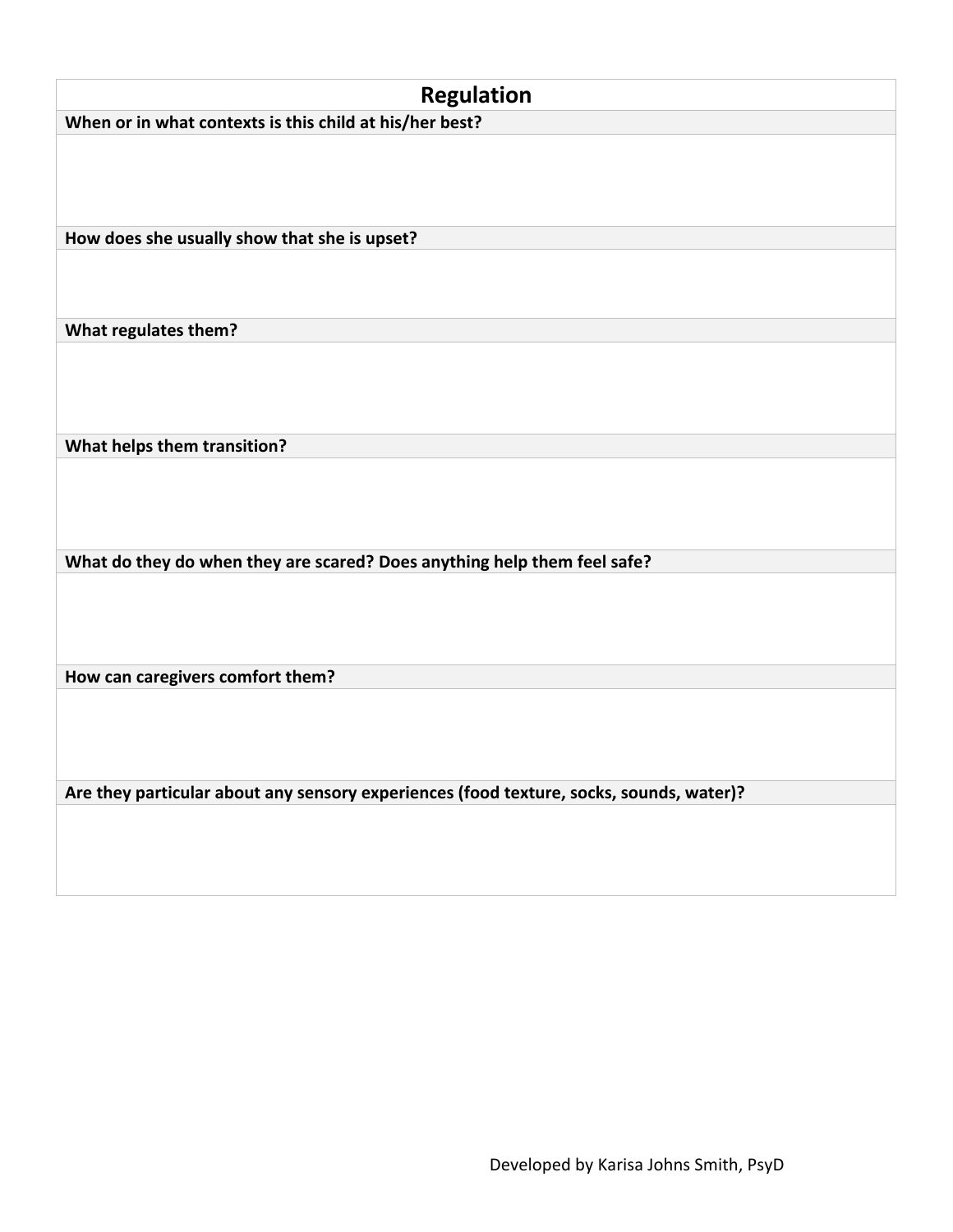| Regulation |
| --- |
| **When or in what contexts is this child at his/her best?** |
| |
| **How does she usually show that she is upset?** |
| |
| **What regulates them?** |
| |
| **What helps them transition?** |
| |
| **What do they do when they are scared? Does anything help them feel safe?** |
| |
| **How can caregivers comfort them?** |
| |
| **Are they particular about any sensory experiences (food texture, socks, sounds, water)?** |
| |

Developed by Karisa Johns Smith, PsyD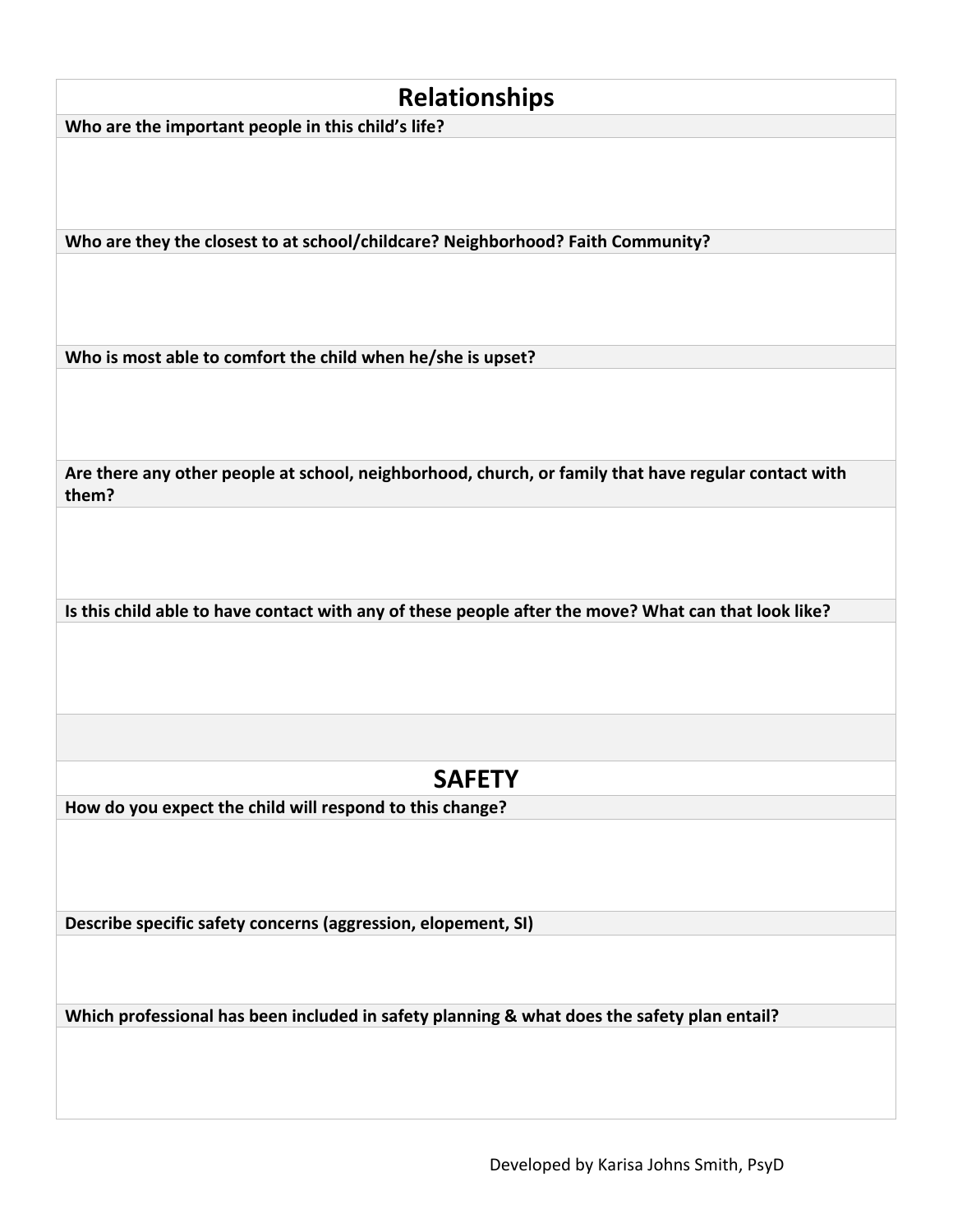## Relationships

**Who are the important people in this child's life?**

**Who are they the closest to at school/childcare? Neighborhood? Faith Community?**

**Who is most able to comfort the child when he/she is upset?**

**Are there any other people at school, neighborhood, church, or family that have regular contact with them?**

**Is this child able to have contact with any of these people after the move? What can that look like?**

## SAFETY

**How do you expect the child will respond to this change?**

**Describe specific safety concerns (aggression, elopement, SI)**

**Which professional has been included in safety planning & what does the safety plan entail?**

Developed by Karisa Johns Smith, PsyD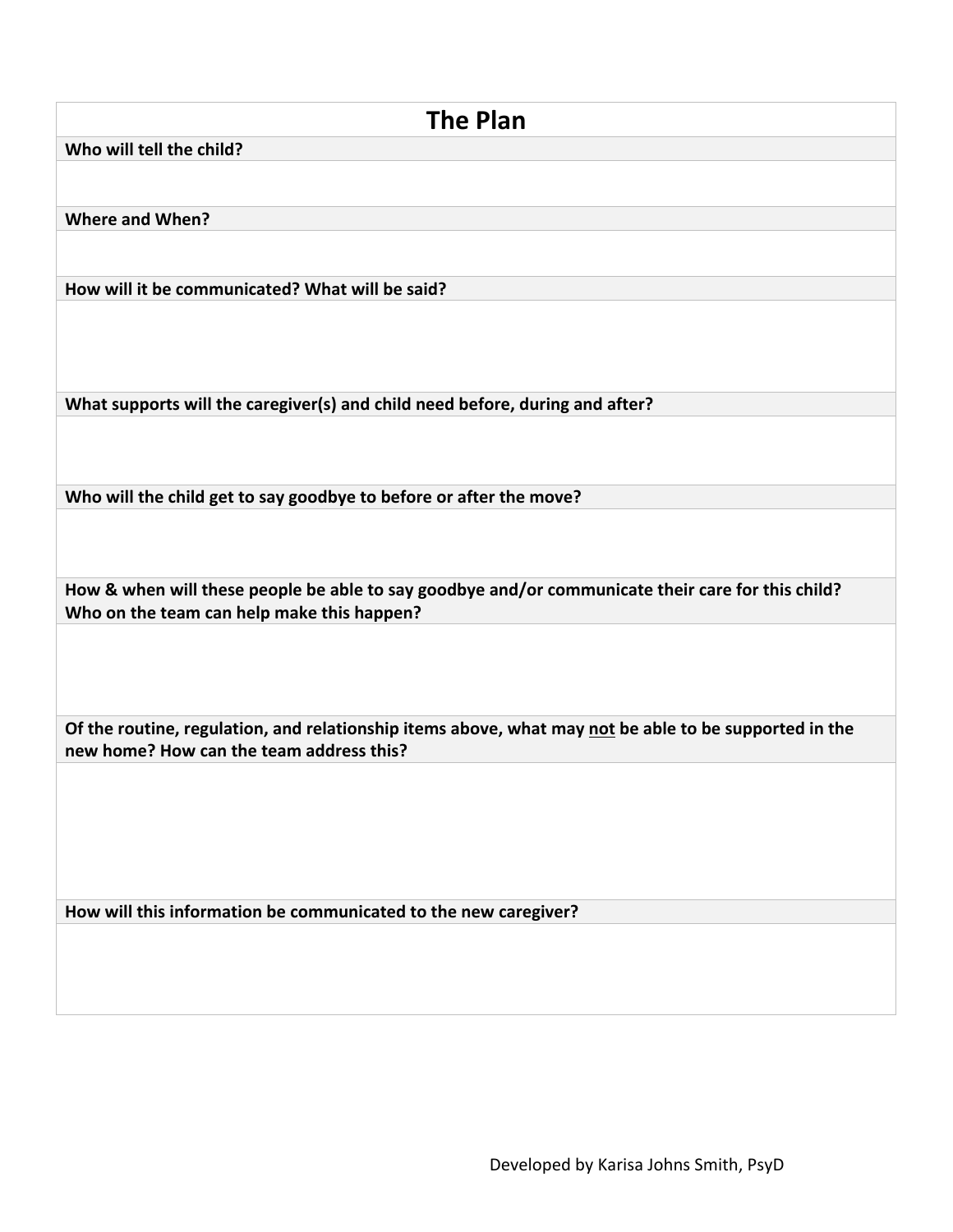| The Plan |
| --- |
| **Who will tell the child?** |
| |
| **Where and When?** |
| |
| **How will it be communicated? What will be said?** |
| |
| **What supports will the caregiver(s) and child need before, during and after?** |
| |
| **Who will the child get to say goodbye to before or after the move?** |
| |
| **How & when will these people be able to say goodbye and/or communicate their care for this child? Who on the team can help make this happen?** |
| |
| **Of the routine, regulation, and relationship items above, what may <u>not</u> be able to be supported in the new home? How can the team address this?** |
| |
| **How will this information be communicated to the new caregiver?** |
| |

Developed by Karisa Johns Smith, PsyD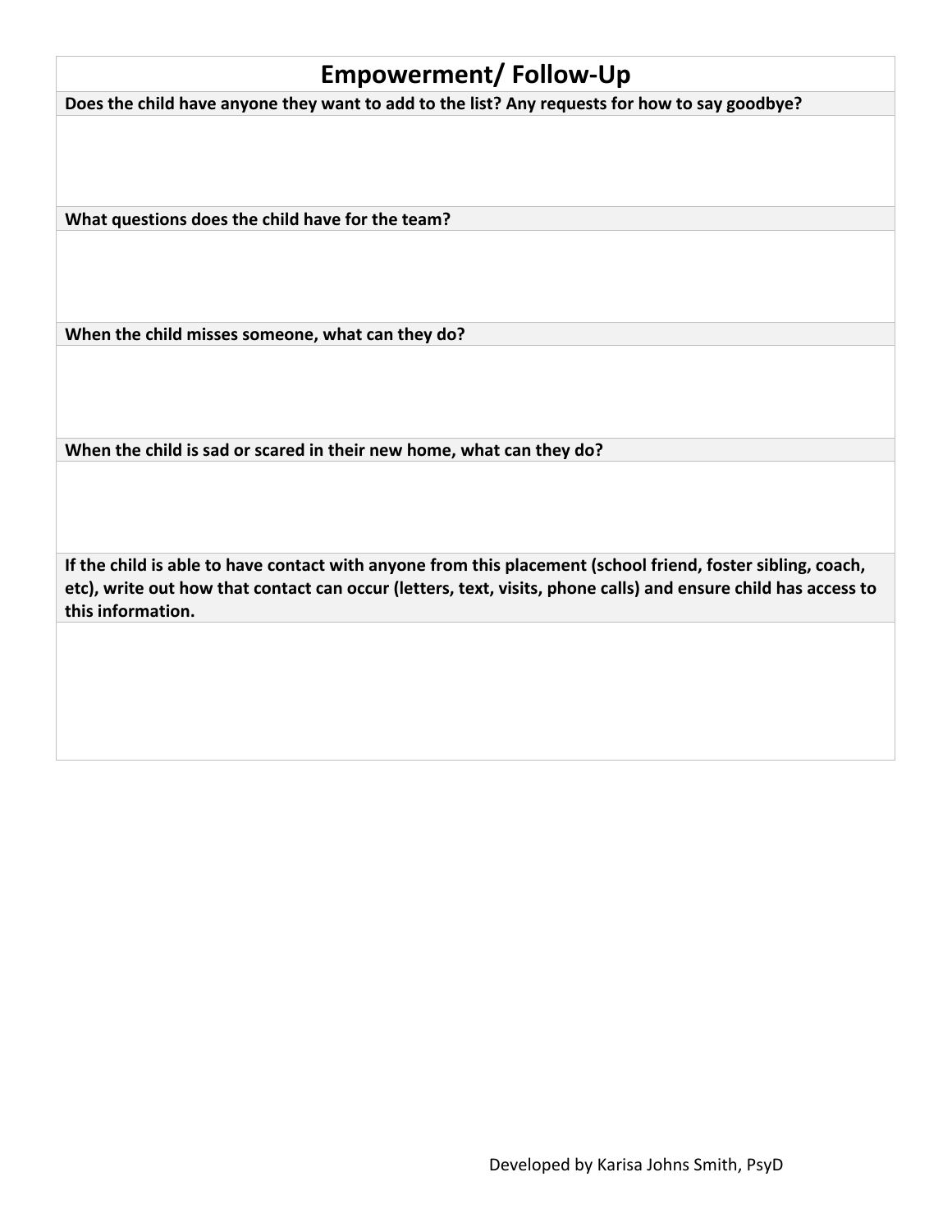## Empowerment/ Follow-Up

**Does the child have anyone they want to add to the list? Any requests for how to say goodbye?**

**What questions does the child have for the team?**

**When the child misses someone, what can they do?**

**When the child is sad or scared in their new home, what can they do?**

**If the child is able to have contact with anyone from this placement (school friend, foster sibling, coach, etc), write out how that contact can occur (letters, text, visits, phone calls) and ensure child has access to this information.**

Developed by Karisa Johns Smith, PsyD